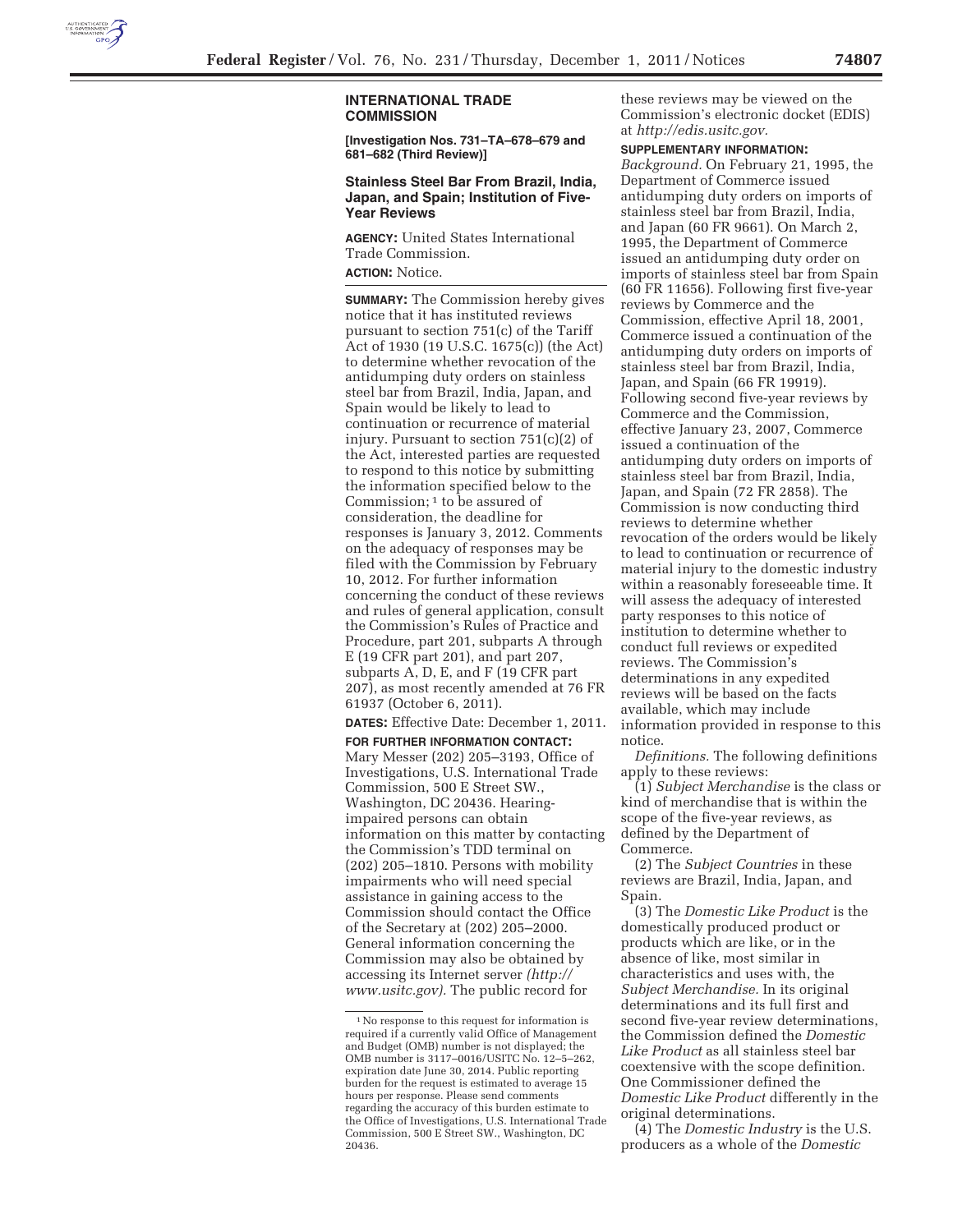## INTERNATIONAL TRADE COMMISSION

**[Investigation Nos. 731–TA–678–679 and 681–682 (Third Review)]**

### Stainless Steel Bar From Brazil, India, Japan, and Spain; Institution of Five-Year Reviews

**AGENCY:** United States International Trade Commission.

**ACTION:** Notice.

**SUMMARY:** The Commission hereby gives notice that it has instituted reviews pursuant to section 751(c) of the Tariff Act of 1930 (19 U.S.C. 1675(c)) (the Act) to determine whether revocation of the antidumping duty orders on stainless steel bar from Brazil, India, Japan, and Spain would be likely to lead to continuation or recurrence of material injury. Pursuant to section 751(c)(2) of the Act, interested parties are requested to respond to this notice by submitting the information specified below to the Commission; [1] to be assured of consideration, the deadline for responses is January 3, 2012. Comments on the adequacy of responses may be filed with the Commission by February 10, 2012. For further information concerning the conduct of these reviews and rules of general application, consult the Commission's Rules of Practice and Procedure, part 201, subparts A through E (19 CFR part 201), and part 207, subparts A, D, E, and F (19 CFR part 207), as most recently amended at 76 FR 61937 (October 6, 2011).

**DATES:** Effective Date: December 1, 2011.

**FOR FURTHER INFORMATION CONTACT:** Mary Messer (202) 205–3193, Office of Investigations, U.S. International Trade Commission, 500 E Street SW., Washington, DC 20436. Hearing-impaired persons can obtain information on this matter by contacting the Commission's TDD terminal on (202) 205–1810. Persons with mobility impairments who will need special assistance in gaining access to the Commission should contact the Office of the Secretary at (202) 205–2000. General information concerning the Commission may also be obtained by accessing its Internet server *(http://www.usitc.gov).* The public record for these reviews may be viewed on the Commission's electronic docket (EDIS) at *http://edis.usitc.gov.*

**SUPPLEMENTARY INFORMATION:**

*Background.* On February 21, 1995, the Department of Commerce issued antidumping duty orders on imports of stainless steel bar from Brazil, India, and Japan (60 FR 9661). On March 2, 1995, the Department of Commerce issued an antidumping duty order on imports of stainless steel bar from Spain (60 FR 11656). Following first five-year reviews by Commerce and the Commission, effective April 18, 2001, Commerce issued a continuation of the antidumping duty orders on imports of stainless steel bar from Brazil, India, Japan, and Spain (66 FR 19919). Following second five-year reviews by Commerce and the Commission, effective January 23, 2007, Commerce issued a continuation of the antidumping duty orders on imports of stainless steel bar from Brazil, India, Japan, and Spain (72 FR 2858). The Commission is now conducting third reviews to determine whether revocation of the orders would be likely to lead to continuation or recurrence of material injury to the domestic industry within a reasonably foreseeable time. It will assess the adequacy of interested party responses to this notice of institution to determine whether to conduct full reviews or expedited reviews. The Commission's determinations in any expedited reviews will be based on the facts available, which may include information provided in response to this notice.

*Definitions.* The following definitions apply to these reviews:

(1) *Subject Merchandise* is the class or kind of merchandise that is within the scope of the five-year reviews, as defined by the Department of Commerce.

(2) The *Subject Countries* in these reviews are Brazil, India, Japan, and Spain.

(3) The *Domestic Like Product* is the domestically produced product or products which are like, or in the absence of like, most similar in characteristics and uses with, the *Subject Merchandise.* In its original determinations and its full first and second five-year review determinations, the Commission defined the *Domestic Like Product* as all stainless steel bar coextensive with the scope definition. One Commissioner defined the *Domestic Like Product* differently in the original determinations.

(4) The *Domestic Industry* is the U.S. producers as a whole of the *Domestic*

[1] No response to this request for information is required if a currently valid Office of Management and Budget (OMB) number is not displayed; the OMB number is 3117–0016/USITC No. 12–5–262, expiration date June 30, 2014. Public reporting burden for the request is estimated to average 15 hours per response. Please send comments regarding the accuracy of this burden estimate to the Office of Investigations, U.S. International Trade Commission, 500 E Street SW., Washington, DC 20436.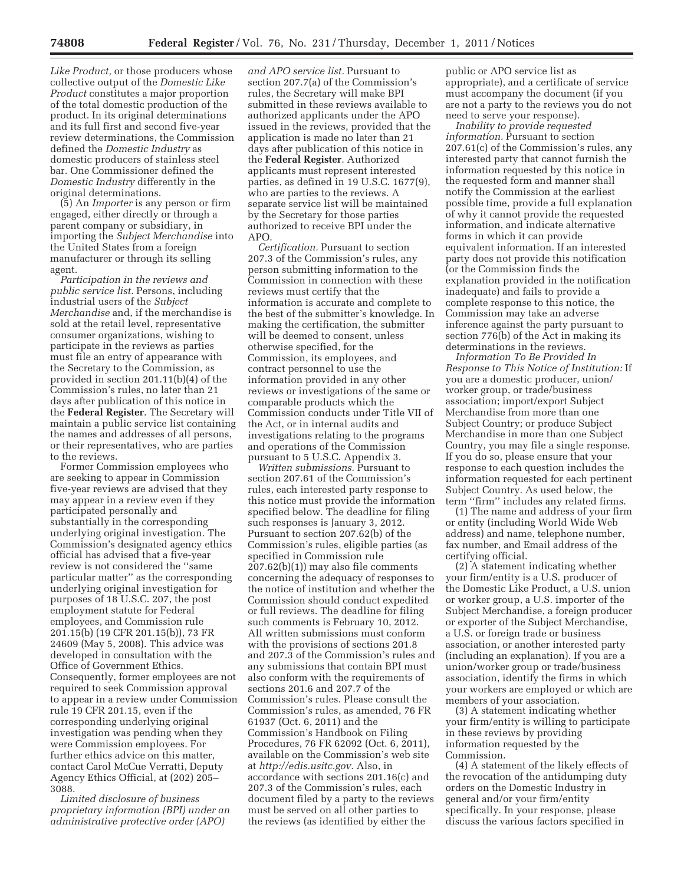*Like Product,* or those producers whose collective output of the *Domestic Like Product* constitutes a major proportion of the total domestic production of the product. In its original determinations and its full first and second five-year review determinations, the Commission defined the *Domestic Industry* as domestic producers of stainless steel bar. One Commissioner defined the *Domestic Industry* differently in the original determinations.

(5) An *Importer* is any person or firm engaged, either directly or through a parent company or subsidiary, in importing the *Subject Merchandise* into the United States from a foreign manufacturer or through its selling agent.

*Participation in the reviews and public service list.* Persons, including industrial users of the *Subject Merchandise* and, if the merchandise is sold at the retail level, representative consumer organizations, wishing to participate in the reviews as parties must file an entry of appearance with the Secretary to the Commission, as provided in section 201.11(b)(4) of the Commission's rules, no later than 21 days after publication of this notice in the **Federal Register**. The Secretary will maintain a public service list containing the names and addresses of all persons, or their representatives, who are parties to the reviews.

Former Commission employees who are seeking to appear in Commission five-year reviews are advised that they may appear in a review even if they participated personally and substantially in the corresponding underlying original investigation. The Commission's designated agency ethics official has advised that a five-year review is not considered the "same particular matter" as the corresponding underlying original investigation for purposes of 18 U.S.C. 207, the post employment statute for Federal employees, and Commission rule 201.15(b) (19 CFR 201.15(b)), 73 FR 24609 (May 5, 2008). This advice was developed in consultation with the Office of Government Ethics. Consequently, former employees are not required to seek Commission approval to appear in a review under Commission rule 19 CFR 201.15, even if the corresponding underlying original investigation was pending when they were Commission employees. For further ethics advice on this matter, contact Carol McCue Verratti, Deputy Agency Ethics Official, at (202) 205–3088.

*Limited disclosure of business proprietary information (BPI) under an administrative protective order (APO) and APO service list.* Pursuant to section 207.7(a) of the Commission's rules, the Secretary will make BPI submitted in these reviews available to authorized applicants under the APO issued in the reviews, provided that the application is made no later than 21 days after publication of this notice in the **Federal Register**. Authorized applicants must represent interested parties, as defined in 19 U.S.C. 1677(9), who are parties to the reviews. A separate service list will be maintained by the Secretary for those parties authorized to receive BPI under the APO.

*Certification.* Pursuant to section 207.3 of the Commission's rules, any person submitting information to the Commission in connection with these reviews must certify that the information is accurate and complete to the best of the submitter's knowledge. In making the certification, the submitter will be deemed to consent, unless otherwise specified, for the Commission, its employees, and contract personnel to use the information provided in any other reviews or investigations of the same or comparable products which the Commission conducts under Title VII of the Act, or in internal audits and investigations relating to the programs and operations of the Commission pursuant to 5 U.S.C. Appendix 3.

*Written submissions.* Pursuant to section 207.61 of the Commission's rules, each interested party response to this notice must provide the information specified below. The deadline for filing such responses is January 3, 2012. Pursuant to section 207.62(b) of the Commission's rules, eligible parties (as specified in Commission rule 207.62(b)(1)) may also file comments concerning the adequacy of responses to the notice of institution and whether the Commission should conduct expedited or full reviews. The deadline for filing such comments is February 10, 2012. All written submissions must conform with the provisions of sections 201.8 and 207.3 of the Commission's rules and any submissions that contain BPI must also conform with the requirements of sections 201.6 and 207.7 of the Commission's rules. Please consult the Commission's rules, as amended, 76 FR 61937 (Oct. 6, 2011) and the Commission's Handbook on Filing Procedures, 76 FR 62092 (Oct. 6, 2011), available on the Commission's web site at *http://edis.usitc.gov.* Also, in accordance with sections 201.16(c) and 207.3 of the Commission's rules, each document filed by a party to the reviews must be served on all other parties to the reviews (as identified by either the public or APO service list as appropriate), and a certificate of service must accompany the document (if you are not a party to the reviews you do not need to serve your response).

*Inability to provide requested information.* Pursuant to section 207.61(c) of the Commission's rules, any interested party that cannot furnish the information requested by this notice in the requested form and manner shall notify the Commission at the earliest possible time, provide a full explanation of why it cannot provide the requested information, and indicate alternative forms in which it can provide equivalent information. If an interested party does not provide this notification (or the Commission finds the explanation provided in the notification inadequate) and fails to provide a complete response to this notice, the Commission may take an adverse inference against the party pursuant to section 776(b) of the Act in making its determinations in the reviews.

*Information To Be Provided In Response to This Notice of Institution:* If you are a domestic producer, union/worker group, or trade/business association; import/export Subject Merchandise from more than one Subject Country; or produce Subject Merchandise in more than one Subject Country, you may file a single response. If you do so, please ensure that your response to each question includes the information requested for each pertinent Subject Country. As used below, the term "firm" includes any related firms.

(1) The name and address of your firm or entity (including World Wide Web address) and name, telephone number, fax number, and Email address of the certifying official.

(2) A statement indicating whether your firm/entity is a U.S. producer of the Domestic Like Product, a U.S. union or worker group, a U.S. importer of the Subject Merchandise, a foreign producer or exporter of the Subject Merchandise, a U.S. or foreign trade or business association, or another interested party (including an explanation). If you are a union/worker group or trade/business association, identify the firms in which your workers are employed or which are members of your association.

(3) A statement indicating whether your firm/entity is willing to participate in these reviews by providing information requested by the Commission.

(4) A statement of the likely effects of the revocation of the antidumping duty orders on the Domestic Industry in general and/or your firm/entity specifically. In your response, please discuss the various factors specified in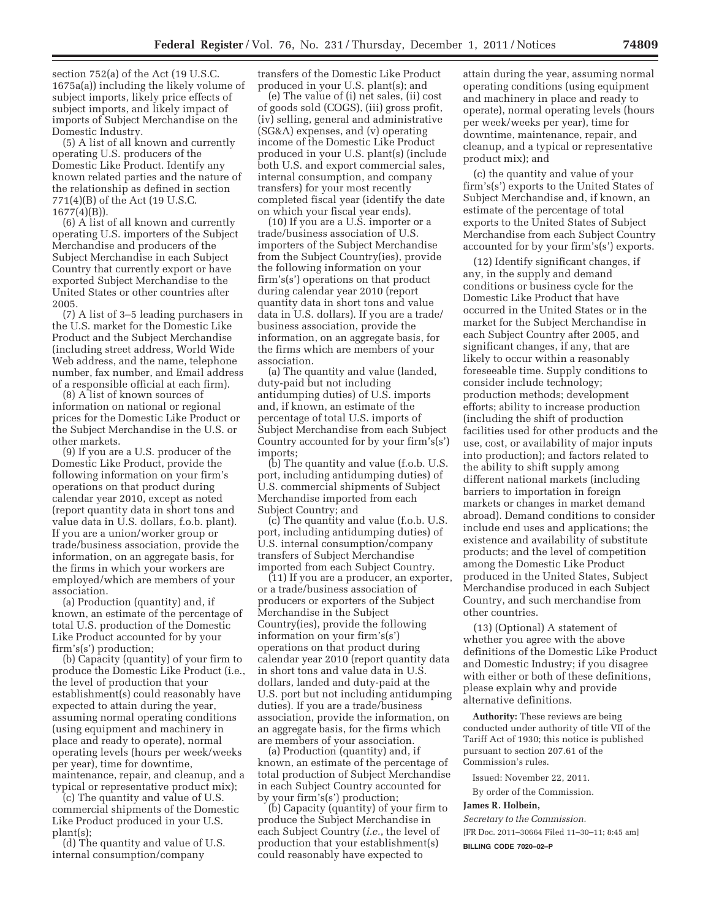section 752(a) of the Act (19 U.S.C. 1675a(a)) including the likely volume of subject imports, likely price effects of subject imports, and likely impact of imports of Subject Merchandise on the Domestic Industry.

(5) A list of all known and currently operating U.S. producers of the Domestic Like Product. Identify any known related parties and the nature of the relationship as defined in section 771(4)(B) of the Act (19 U.S.C. 1677(4)(B)).

(6) A list of all known and currently operating U.S. importers of the Subject Merchandise and producers of the Subject Merchandise in each Subject Country that currently export or have exported Subject Merchandise to the United States or other countries after 2005.

(7) A list of 3–5 leading purchasers in the U.S. market for the Domestic Like Product and the Subject Merchandise (including street address, World Wide Web address, and the name, telephone number, fax number, and Email address of a responsible official at each firm).

(8) A list of known sources of information on national or regional prices for the Domestic Like Product or the Subject Merchandise in the U.S. or other markets.

(9) If you are a U.S. producer of the Domestic Like Product, provide the following information on your firm's operations on that product during calendar year 2010, except as noted (report quantity data in short tons and value data in U.S. dollars, f.o.b. plant). If you are a union/worker group or trade/business association, provide the information, on an aggregate basis, for the firms in which your workers are employed/which are members of your association.

(a) Production (quantity) and, if known, an estimate of the percentage of total U.S. production of the Domestic Like Product accounted for by your firm's(s') production;

(b) Capacity (quantity) of your firm to produce the Domestic Like Product (i.e., the level of production that your establishment(s) could reasonably have expected to attain during the year, assuming normal operating conditions (using equipment and machinery in place and ready to operate), normal operating levels (hours per week/weeks per year), time for downtime, maintenance, repair, and cleanup, and a typical or representative product mix);

(c) The quantity and value of U.S. commercial shipments of the Domestic Like Product produced in your U.S. plant(s);

(d) The quantity and value of U.S. internal consumption/company transfers of the Domestic Like Product produced in your U.S. plant(s); and

(e) The value of (i) net sales, (ii) cost of goods sold (COGS), (iii) gross profit, (iv) selling, general and administrative (SG&A) expenses, and (v) operating income of the Domestic Like Product produced in your U.S. plant(s) (include both U.S. and export commercial sales, internal consumption, and company transfers) for your most recently completed fiscal year (identify the date on which your fiscal year ends).

(10) If you are a U.S. importer or a trade/business association of U.S. importers of the Subject Merchandise from the Subject Country(ies), provide the following information on your firm's(s') operations on that product during calendar year 2010 (report quantity data in short tons and value data in U.S. dollars). If you are a trade/business association, provide the information, on an aggregate basis, for the firms which are members of your association.

(a) The quantity and value (landed, duty-paid but not including antidumping duties) of U.S. imports and, if known, an estimate of the percentage of total U.S. imports of Subject Merchandise from each Subject Country accounted for by your firm's(s') imports;

(b) The quantity and value (f.o.b. U.S. port, including antidumping duties) of U.S. commercial shipments of Subject Merchandise imported from each Subject Country; and

(c) The quantity and value (f.o.b. U.S. port, including antidumping duties) of U.S. internal consumption/company transfers of Subject Merchandise imported from each Subject Country.

(11) If you are a producer, an exporter, or a trade/business association of producers or exporters of the Subject Merchandise in the Subject Country(ies), provide the following information on your firm's(s') operations on that product during calendar year 2010 (report quantity data in short tons and value data in U.S. dollars, landed and duty-paid at the U.S. port but not including antidumping duties). If you are a trade/business association, provide the information, on an aggregate basis, for the firms which are members of your association.

(a) Production (quantity) and, if known, an estimate of the percentage of total production of Subject Merchandise in each Subject Country accounted for by your firm's(s') production;

(b) Capacity (quantity) of your firm to produce the Subject Merchandise in each Subject Country (*i.e.*, the level of production that your establishment(s) could reasonably have expected to attain during the year, assuming normal operating conditions (using equipment and machinery in place and ready to operate), normal operating levels (hours per week/weeks per year), time for downtime, maintenance, repair, and cleanup, and a typical or representative product mix); and

(c) the quantity and value of your firm's(s') exports to the United States of Subject Merchandise and, if known, an estimate of the percentage of total exports to the United States of Subject Merchandise from each Subject Country accounted for by your firm's(s') exports.

(12) Identify significant changes, if any, in the supply and demand conditions or business cycle for the Domestic Like Product that have occurred in the United States or in the market for the Subject Merchandise in each Subject Country after 2005, and significant changes, if any, that are likely to occur within a reasonably foreseeable time. Supply conditions to consider include technology; production methods; development efforts; ability to increase production (including the shift of production facilities used for other products and the use, cost, or availability of major inputs into production); and factors related to the ability to shift supply among different national markets (including barriers to importation in foreign markets or changes in market demand abroad). Demand conditions to consider include end uses and applications; the existence and availability of substitute products; and the level of competition among the Domestic Like Product produced in the United States, Subject Merchandise produced in each Subject Country, and such merchandise from other countries.

(13) (Optional) A statement of whether you agree with the above definitions of the Domestic Like Product and Domestic Industry; if you disagree with either or both of these definitions, please explain why and provide alternative definitions.

**Authority:** These reviews are being conducted under authority of title VII of the Tariff Act of 1930; this notice is published pursuant to section 207.61 of the Commission's rules.

Issued: November 22, 2011.

By order of the Commission.

**James R. Holbein,**

*Secretary to the Commission.*

[FR Doc. 2011–30664 Filed 11–30–11; 8:45 am]

**BILLING CODE 7020–02–P**